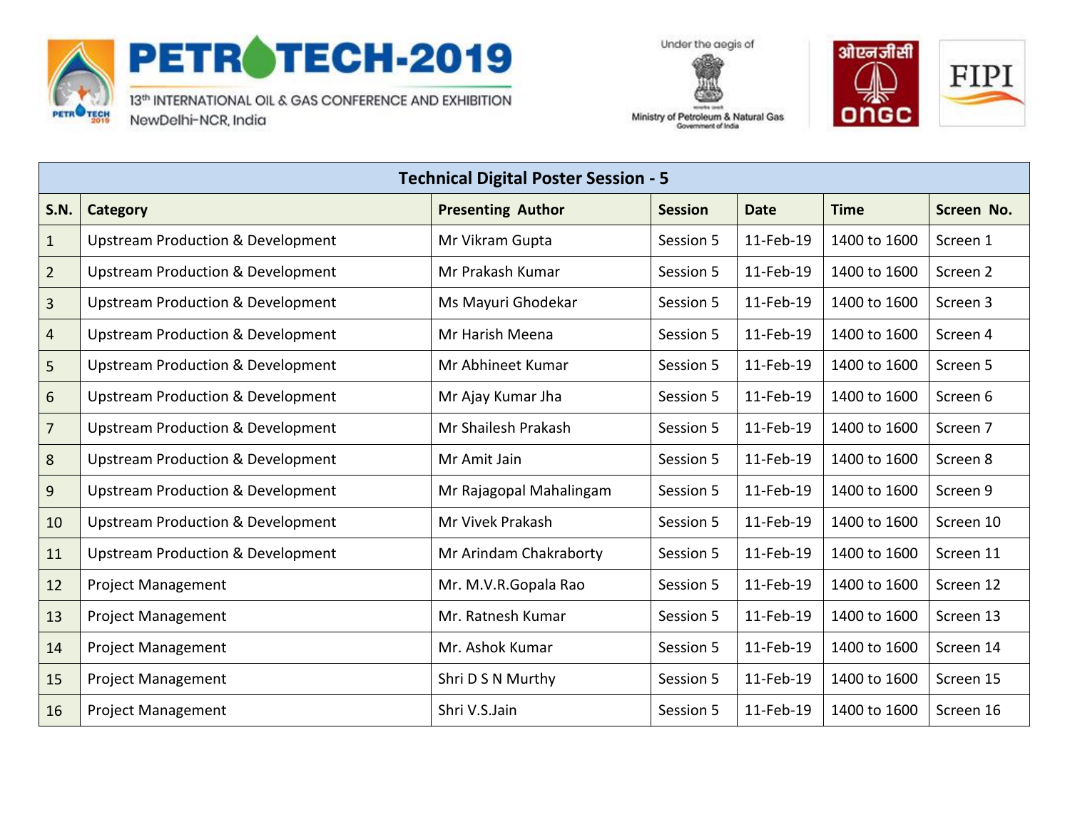PETROTECH-2019

13th INTERNATIONAL OIL & GAS CONFERENCE AND EXHIBITION

NewDelhi-NCR, India

Under the aegis of Ministry of Petroleum & Natural Gas, Government of India

ओएनजीसी ONGC

FIPI

| Technical Digital Poster Session - 5 | | | | | | |
|---|---|---|---|---|---|---|
| **S.N.** | **Category** | **Presenting Author** | **Session** | **Date** | **Time** | **Screen No.** |
| 1 | Upstream Production & Development | Mr Vikram Gupta | Session 5 | 11-Feb-19 | 1400 to 1600 | Screen 1 |
| 2 | Upstream Production & Development | Mr Prakash Kumar | Session 5 | 11-Feb-19 | 1400 to 1600 | Screen 2 |
| 3 | Upstream Production & Development | Ms Mayuri Ghodekar | Session 5 | 11-Feb-19 | 1400 to 1600 | Screen 3 |
| 4 | Upstream Production & Development | Mr Harish Meena | Session 5 | 11-Feb-19 | 1400 to 1600 | Screen 4 |
| 5 | Upstream Production & Development | Mr Abhineet Kumar | Session 5 | 11-Feb-19 | 1400 to 1600 | Screen 5 |
| 6 | Upstream Production & Development | Mr Ajay Kumar Jha | Session 5 | 11-Feb-19 | 1400 to 1600 | Screen 6 |
| 7 | Upstream Production & Development | Mr Shailesh Prakash | Session 5 | 11-Feb-19 | 1400 to 1600 | Screen 7 |
| 8 | Upstream Production & Development | Mr Amit Jain | Session 5 | 11-Feb-19 | 1400 to 1600 | Screen 8 |
| 9 | Upstream Production & Development | Mr Rajagopal Mahalingam | Session 5 | 11-Feb-19 | 1400 to 1600 | Screen 9 |
| 10 | Upstream Production & Development | Mr Vivek Prakash | Session 5 | 11-Feb-19 | 1400 to 1600 | Screen 10 |
| 11 | Upstream Production & Development | Mr Arindam Chakraborty | Session 5 | 11-Feb-19 | 1400 to 1600 | Screen 11 |
| 12 | Project Management | Mr. M.V.R.Gopala Rao | Session 5 | 11-Feb-19 | 1400 to 1600 | Screen 12 |
| 13 | Project Management | Mr. Ratnesh Kumar | Session 5 | 11-Feb-19 | 1400 to 1600 | Screen 13 |
| 14 | Project Management | Mr. Ashok Kumar | Session 5 | 11-Feb-19 | 1400 to 1600 | Screen 14 |
| 15 | Project Management | Shri D S N Murthy | Session 5 | 11-Feb-19 | 1400 to 1600 | Screen 15 |
| 16 | Project Management | Shri V.S.Jain | Session 5 | 11-Feb-19 | 1400 to 1600 | Screen 16 |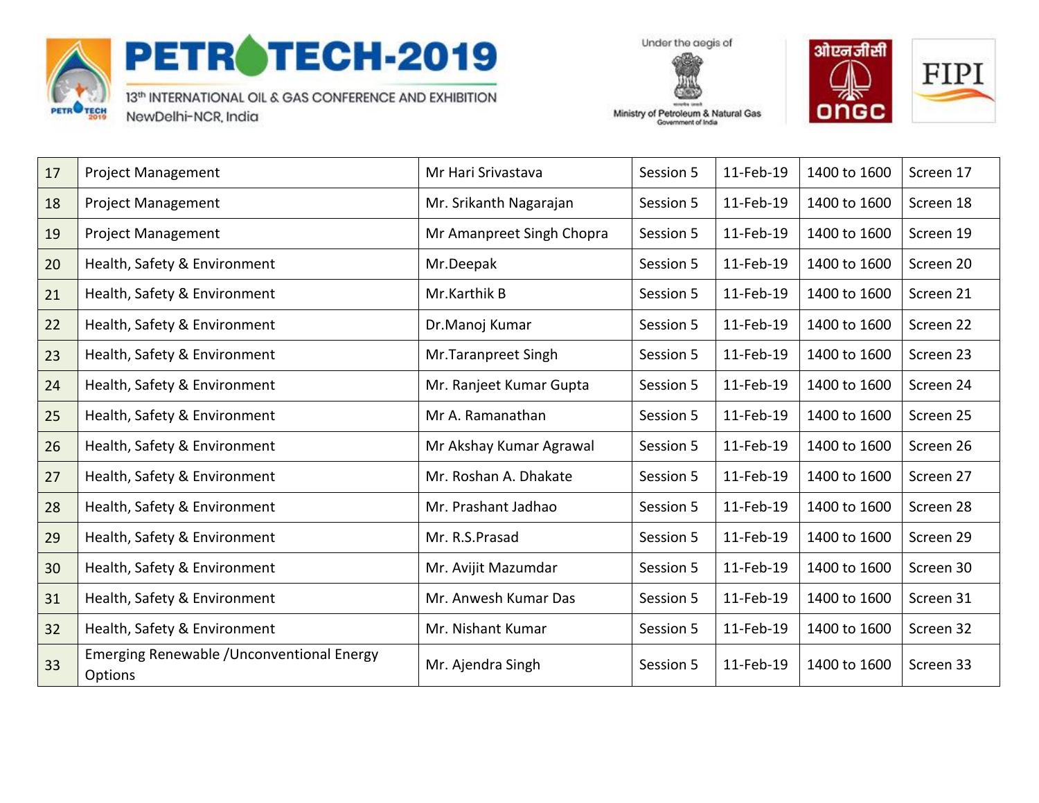| 17 | Project Management | Mr Hari Srivastava | Session 5 | 11-Feb-19 | 1400 to 1600 | Screen 17 |
|---|---|---|---|---|---|---|
| 18 | Project Management | Mr. Srikanth Nagarajan | Session 5 | 11-Feb-19 | 1400 to 1600 | Screen 18 |
| 19 | Project Management | Mr Amanpreet Singh Chopra | Session 5 | 11-Feb-19 | 1400 to 1600 | Screen 19 |
| 20 | Health, Safety & Environment | Mr.Deepak | Session 5 | 11-Feb-19 | 1400 to 1600 | Screen 20 |
| 21 | Health, Safety & Environment | Mr.Karthik B | Session 5 | 11-Feb-19 | 1400 to 1600 | Screen 21 |
| 22 | Health, Safety & Environment | Dr.Manoj Kumar | Session 5 | 11-Feb-19 | 1400 to 1600 | Screen 22 |
| 23 | Health, Safety & Environment | Mr.Taranpreet Singh | Session 5 | 11-Feb-19 | 1400 to 1600 | Screen 23 |
| 24 | Health, Safety & Environment | Mr. Ranjeet Kumar Gupta | Session 5 | 11-Feb-19 | 1400 to 1600 | Screen 24 |
| 25 | Health, Safety & Environment | Mr A. Ramanathan | Session 5 | 11-Feb-19 | 1400 to 1600 | Screen 25 |
| 26 | Health, Safety & Environment | Mr Akshay Kumar Agrawal | Session 5 | 11-Feb-19 | 1400 to 1600 | Screen 26 |
| 27 | Health, Safety & Environment | Mr. Roshan A. Dhakate | Session 5 | 11-Feb-19 | 1400 to 1600 | Screen 27 |
| 28 | Health, Safety & Environment | Mr. Prashant Jadhao | Session 5 | 11-Feb-19 | 1400 to 1600 | Screen 28 |
| 29 | Health, Safety & Environment | Mr. R.S.Prasad | Session 5 | 11-Feb-19 | 1400 to 1600 | Screen 29 |
| 30 | Health, Safety & Environment | Mr. Avijit Mazumdar | Session 5 | 11-Feb-19 | 1400 to 1600 | Screen 30 |
| 31 | Health, Safety & Environment | Mr. Anwesh Kumar Das | Session 5 | 11-Feb-19 | 1400 to 1600 | Screen 31 |
| 32 | Health, Safety & Environment | Mr. Nishant Kumar | Session 5 | 11-Feb-19 | 1400 to 1600 | Screen 32 |
| 33 | Emerging Renewable /Unconventional Energy Options | Mr. Ajendra Singh | Session 5 | 11-Feb-19 | 1400 to 1600 | Screen 33 |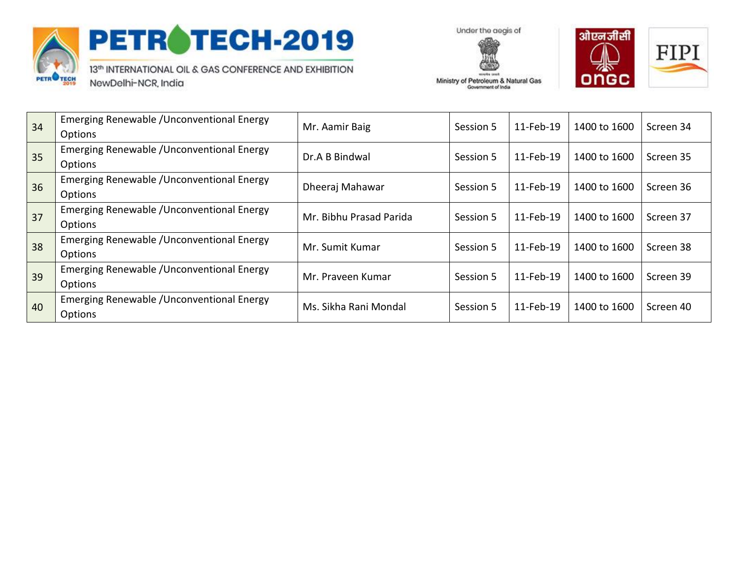| | | | | | | |
|---|---|---|---|---|---|---|
| 34 | Emerging Renewable /Unconventional Energy Options | Mr. Aamir Baig | Session 5 | 11-Feb-19 | 1400 to 1600 | Screen 34 |
| 35 | Emerging Renewable /Unconventional Energy Options | Dr.A B Bindwal | Session 5 | 11-Feb-19 | 1400 to 1600 | Screen 35 |
| 36 | Emerging Renewable /Unconventional Energy Options | Dheeraj Mahawar | Session 5 | 11-Feb-19 | 1400 to 1600 | Screen 36 |
| 37 | Emerging Renewable /Unconventional Energy Options | Mr. Bibhu Prasad Parida | Session 5 | 11-Feb-19 | 1400 to 1600 | Screen 37 |
| 38 | Emerging Renewable /Unconventional Energy Options | Mr. Sumit Kumar | Session 5 | 11-Feb-19 | 1400 to 1600 | Screen 38 |
| 39 | Emerging Renewable /Unconventional Energy Options | Mr. Praveen Kumar | Session 5 | 11-Feb-19 | 1400 to 1600 | Screen 39 |
| 40 | Emerging Renewable /Unconventional Energy Options | Ms. Sikha Rani Mondal | Session 5 | 11-Feb-19 | 1400 to 1600 | Screen 40 |